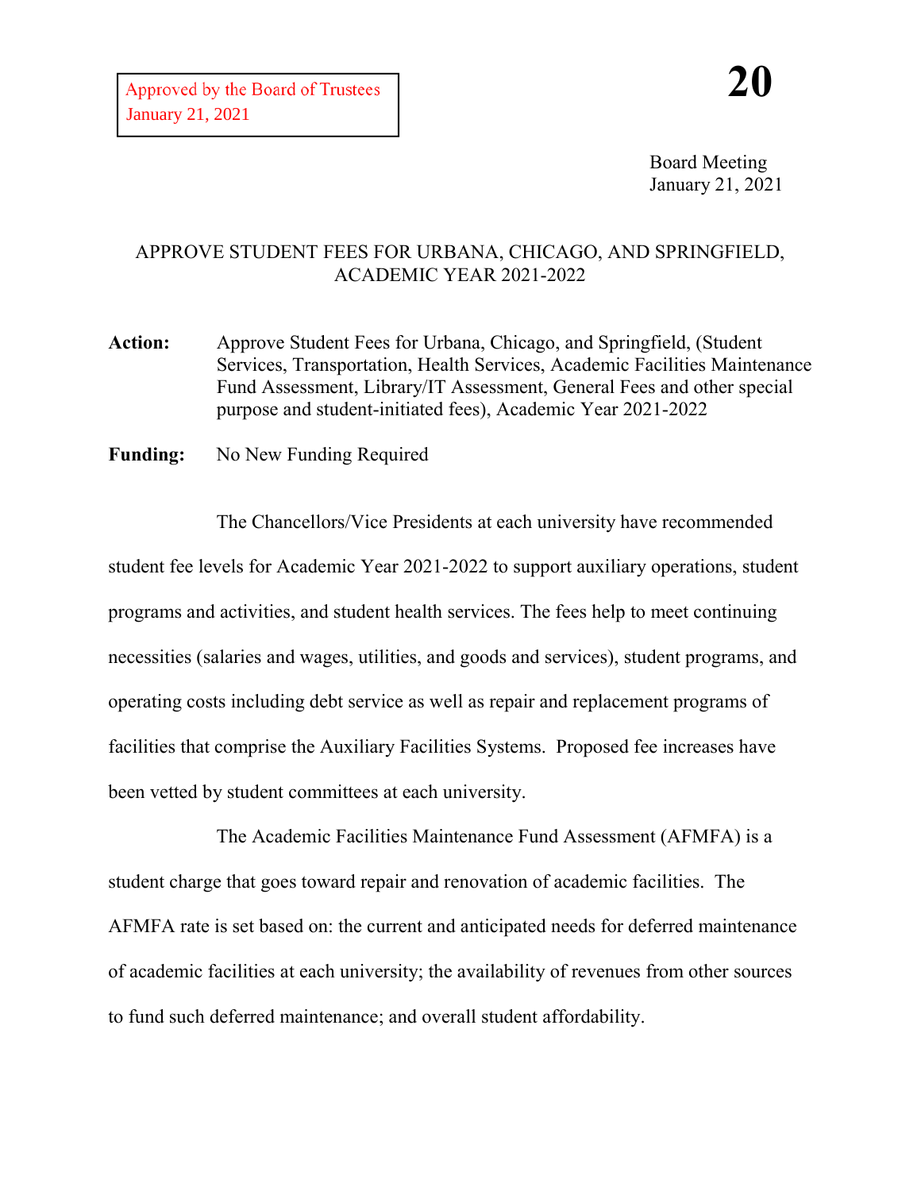Approved by the Board of Trustees
January 21, 2021

**20**

Board Meeting
January 21, 2021

## APPROVE STUDENT FEES FOR URBANA, CHICAGO, AND SPRINGFIELD, ACADEMIC YEAR 2021-2022

**Action:** Approve Student Fees for Urbana, Chicago, and Springfield, (Student Services, Transportation, Health Services, Academic Facilities Maintenance Fund Assessment, Library/IT Assessment, General Fees and other special purpose and student-initiated fees), Academic Year 2021-2022

**Funding:** No New Funding Required

The Chancellors/Vice Presidents at each university have recommended student fee levels for Academic Year 2021-2022 to support auxiliary operations, student programs and activities, and student health services. The fees help to meet continuing necessities (salaries and wages, utilities, and goods and services), student programs, and operating costs including debt service as well as repair and replacement programs of facilities that comprise the Auxiliary Facilities Systems. Proposed fee increases have been vetted by student committees at each university.

The Academic Facilities Maintenance Fund Assessment (AFMFA) is a student charge that goes toward repair and renovation of academic facilities. The AFMFA rate is set based on: the current and anticipated needs for deferred maintenance of academic facilities at each university; the availability of revenues from other sources to fund such deferred maintenance; and overall student affordability.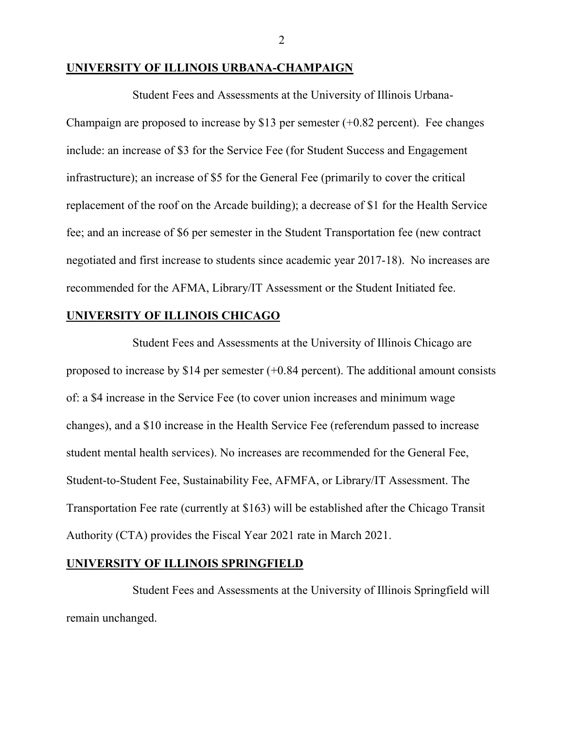**UNIVERSITY OF ILLINOIS URBANA-CHAMPAIGN**

Student Fees and Assessments at the University of Illinois Urbana-Champaign are proposed to increase by $13 per semester (+0.82 percent). Fee changes include: an increase of $3 for the Service Fee (for Student Success and Engagement infrastructure); an increase of $5 for the General Fee (primarily to cover the critical replacement of the roof on the Arcade building); a decrease of $1 for the Health Service fee; and an increase of $6 per semester in the Student Transportation fee (new contract negotiated and first increase to students since academic year 2017-18). No increases are recommended for the AFMA, Library/IT Assessment or the Student Initiated fee.

**UNIVERSITY OF ILLINOIS CHICAGO**

Student Fees and Assessments at the University of Illinois Chicago are proposed to increase by $14 per semester (+0.84 percent). The additional amount consists of: a $4 increase in the Service Fee (to cover union increases and minimum wage changes), and a $10 increase in the Health Service Fee (referendum passed to increase student mental health services). No increases are recommended for the General Fee, Student-to-Student Fee, Sustainability Fee, AFMFA, or Library/IT Assessment. The Transportation Fee rate (currently at $163) will be established after the Chicago Transit Authority (CTA) provides the Fiscal Year 2021 rate in March 2021.

**UNIVERSITY OF ILLINOIS SPRINGFIELD**

Student Fees and Assessments at the University of Illinois Springfield will remain unchanged.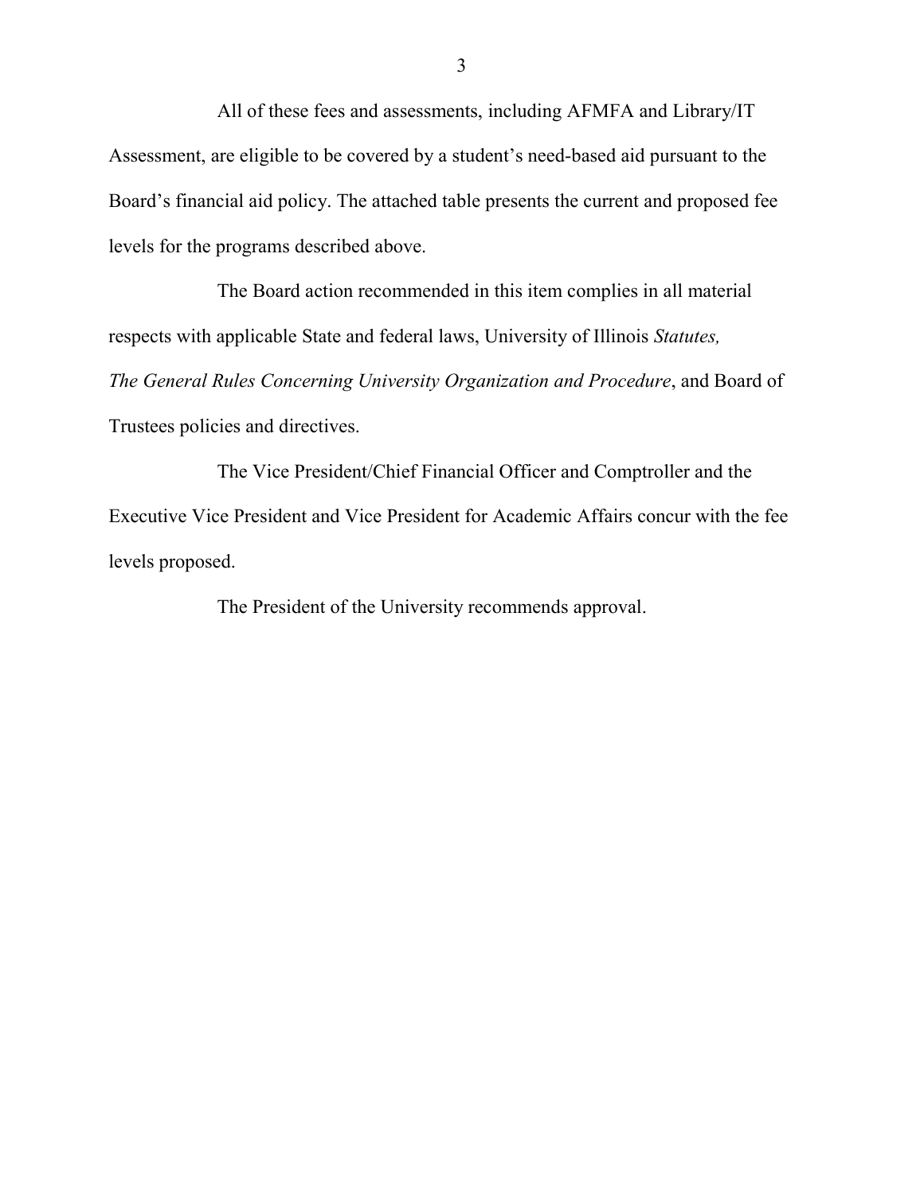All of these fees and assessments, including AFMFA and Library/IT Assessment, are eligible to be covered by a student's need-based aid pursuant to the Board's financial aid policy. The attached table presents the current and proposed fee levels for the programs described above.

The Board action recommended in this item complies in all material respects with applicable State and federal laws, University of Illinois *Statutes, The General Rules Concerning University Organization and Procedure*, and Board of Trustees policies and directives.

The Vice President/Chief Financial Officer and Comptroller and the Executive Vice President and Vice President for Academic Affairs concur with the fee levels proposed.

The President of the University recommends approval.